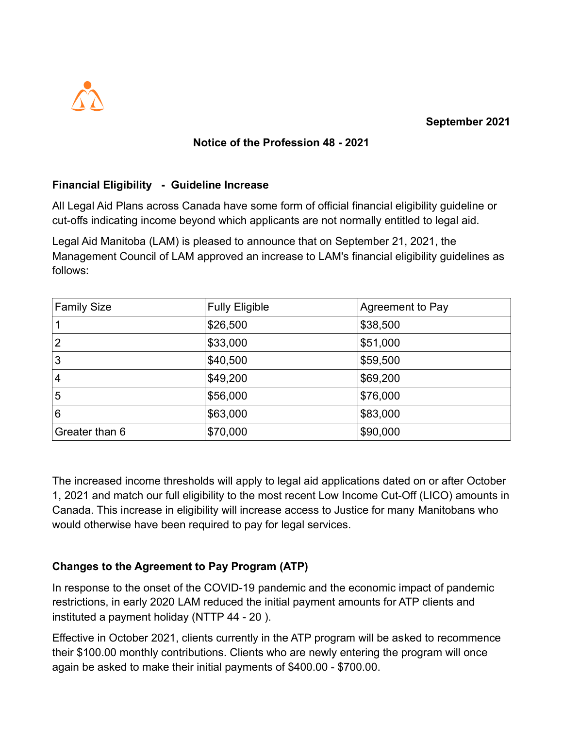September 2021

## Notice of the Profession 48 - 2021

### Financial Eligibility - Guideline Increase

All Legal Aid Plans across Canada have some form of official financial eligibility guideline or cut-offs indicating income beyond which applicants are not normally entitled to legal aid.

Legal Aid Manitoba (LAM) is pleased to announce that on September 21, 2021, the Management Council of LAM approved an increase to LAM's financial eligibility guidelines as follows:

| Family Size | Fully Eligible | Agreement to Pay |
|---|---|---|
| 1 | $26,500 | $38,500 |
| 2 | $33,000 | $51,000 |
| 3 | $40,500 | $59,500 |
| 4 | $49,200 | $69,200 |
| 5 | $56,000 | $76,000 |
| 6 | $63,000 | $83,000 |
| Greater than 6 | $70,000 | $90,000 |

The increased income thresholds will apply to legal aid applications dated on or after October 1, 2021 and match our full eligibility to the most recent Low Income Cut-Off (LICO) amounts in Canada. This increase in eligibility will increase access to Justice for many Manitobans who would otherwise have been required to pay for legal services.

### Changes to the Agreement to Pay Program (ATP)

In response to the onset of the COVID-19 pandemic and the economic impact of pandemic restrictions, in early 2020 LAM reduced the initial payment amounts for ATP clients and instituted a payment holiday (NTTP 44 - 20 ).

Effective in October 2021, clients currently in the ATP program will be asked to recommence their $100.00 monthly contributions. Clients who are newly entering the program will once again be asked to make their initial payments of $400.00 - $700.00.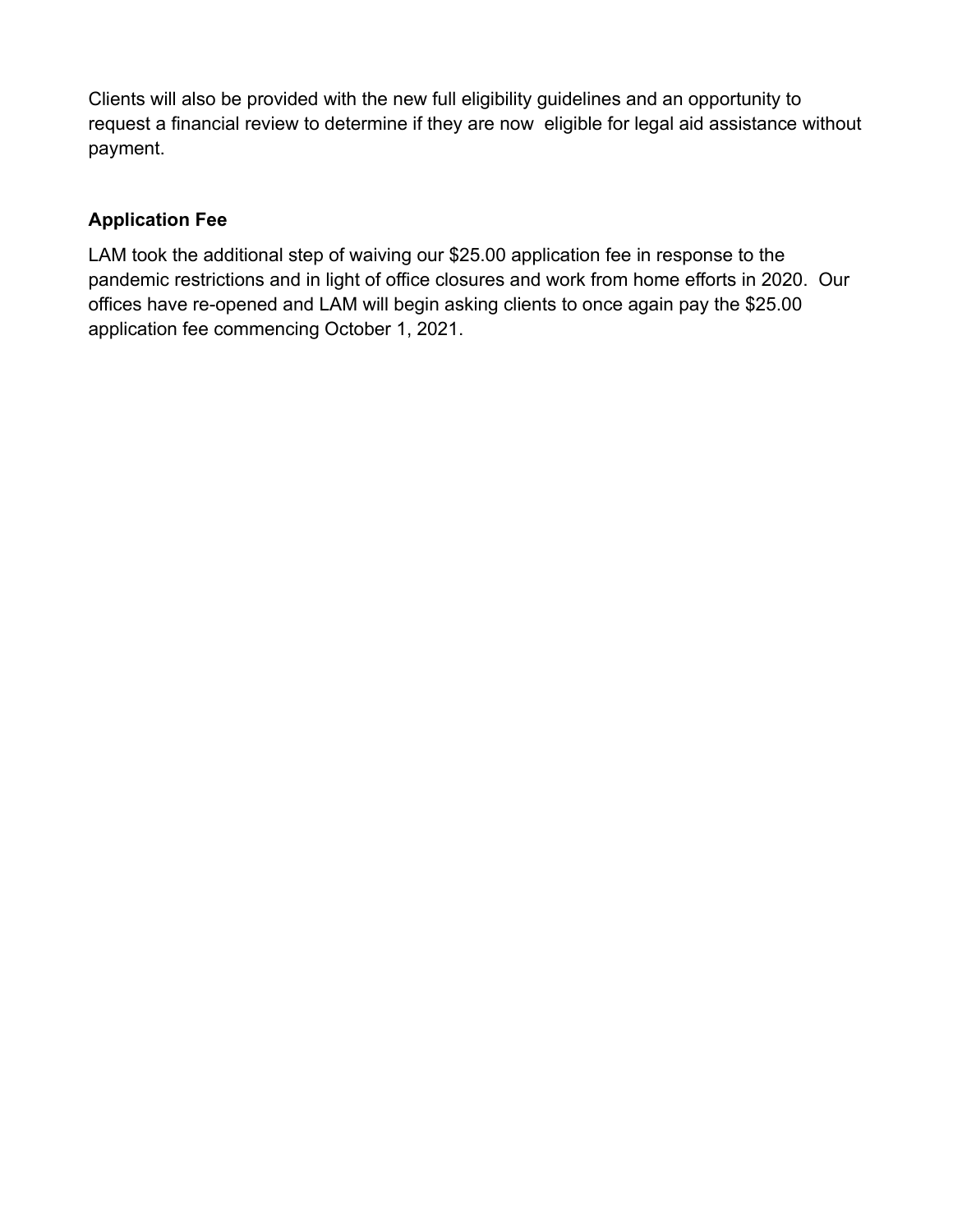Clients will also be provided with the new full eligibility guidelines and an opportunity to request a financial review to determine if they are now eligible for legal aid assistance without payment.

### Application Fee

LAM took the additional step of waiving our $25.00 application fee in response to the pandemic restrictions and in light of office closures and work from home efforts in 2020. Our offices have re-opened and LAM will begin asking clients to once again pay the $25.00 application fee commencing October 1, 2021.